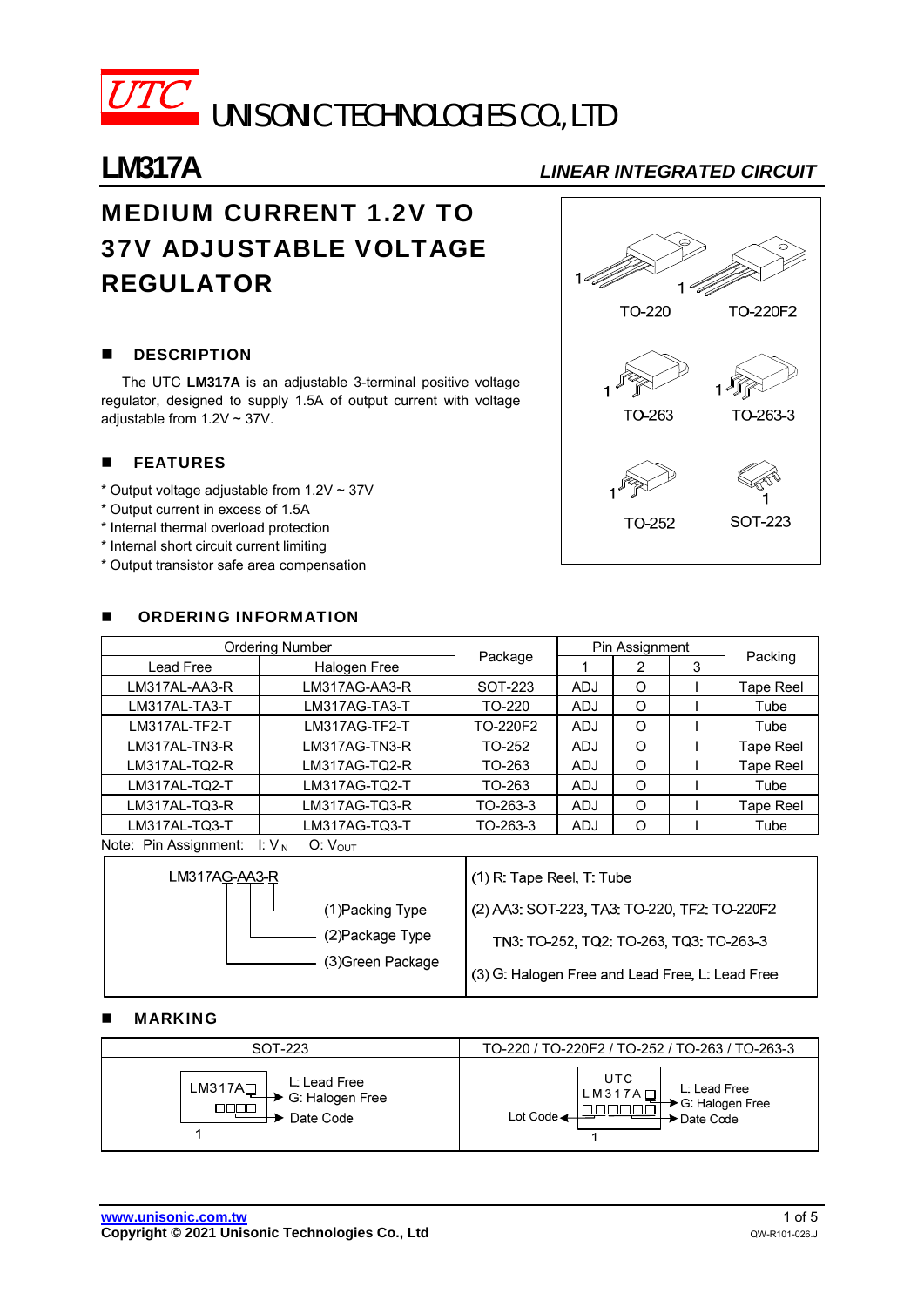UTC UNISONIC TECHNOLOGIES CO., LTD

# LM317A

*LINEAR INTEGRATED CIRCUIT*

## MEDIUM CURRENT 1.2V TO 37V ADJUSTABLE VOLTAGE REGULATOR

TO-220 TO-220F2

TO-263 TO-263-3

TO-252 SOT-223

### DESCRIPTION

The UTC **LM317A** is an adjustable 3-terminal positive voltage regulator, designed to supply 1.5A of output current with voltage adjustable from 1.2V ~ 37V.

### FEATURES

* Output voltage adjustable from 1.2V ~ 37V
* Output current in excess of 1.5A
* Internal thermal overload protection
* Internal short circuit current limiting
* Output transistor safe area compensation

### ORDERING INFORMATION

| Ordering Number | | Package | Pin Assignment | | | Packing |
|---|---|---|---|---|---|---|
| Lead Free | Halogen Free | | 1 | 2 | 3 | |
| LM317AL-AA3-R | LM317AG-AA3-R | SOT-223 | ADJ | O | I | Tape Reel |
| LM317AL-TA3-T | LM317AG-TA3-T | TO-220 | ADJ | O | I | Tube |
| LM317AL-TF2-T | LM317AG-TF2-T | TO-220F2 | ADJ | O | I | Tube |
| LM317AL-TN3-R | LM317AG-TN3-R | TO-252 | ADJ | O | I | Tape Reel |
| LM317AL-TQ2-R | LM317AG-TQ2-R | TO-263 | ADJ | O | I | Tape Reel |
| LM317AL-TQ2-T | LM317AG-TQ2-T | TO-263 | ADJ | O | I | Tube |
| LM317AL-TQ3-R | LM317AG-TQ3-R | TO-263-3 | ADJ | O | I | Tape Reel |
| LM317AL-TQ3-T | LM317AG-TQ3-T | TO-263-3 | ADJ | O | I | Tube |

Note: Pin Assignment: I: $V_{IN}$ O: $V_{OUT}$

| LM317AG-AA3-R | |
|---|---|
| (1)Packing Type | (1) R: Tape Reel, T: Tube |
| (2)Package Type | (2) AA3: SOT-223, TA3: TO-220, TF2: TO-220F2<br>TN3: TO-252, TQ2: TO-263, TQ3: TO-263-3 |
| (3)Green Package | (3) G: Halogen Free and Lead Free, L: Lead Free |

### MARKING

| SOT-223 | TO-220 / TO-220F2 / TO-252 / TO-263 / TO-263-3 |
|---|---|
| LM317A□ → L: Lead Free, G: Halogen Free<br>□□□□ → Date Code<br>1 | UTC<br>LM317A□ → L: Lead Free, G: Halogen Free<br>□□□□□□ → Date Code; Lot Code<br>1 |

www.unisonic.com.tw
Copyright © 2021 Unisonic Technologies Co., Ltd
QW-R101-026.J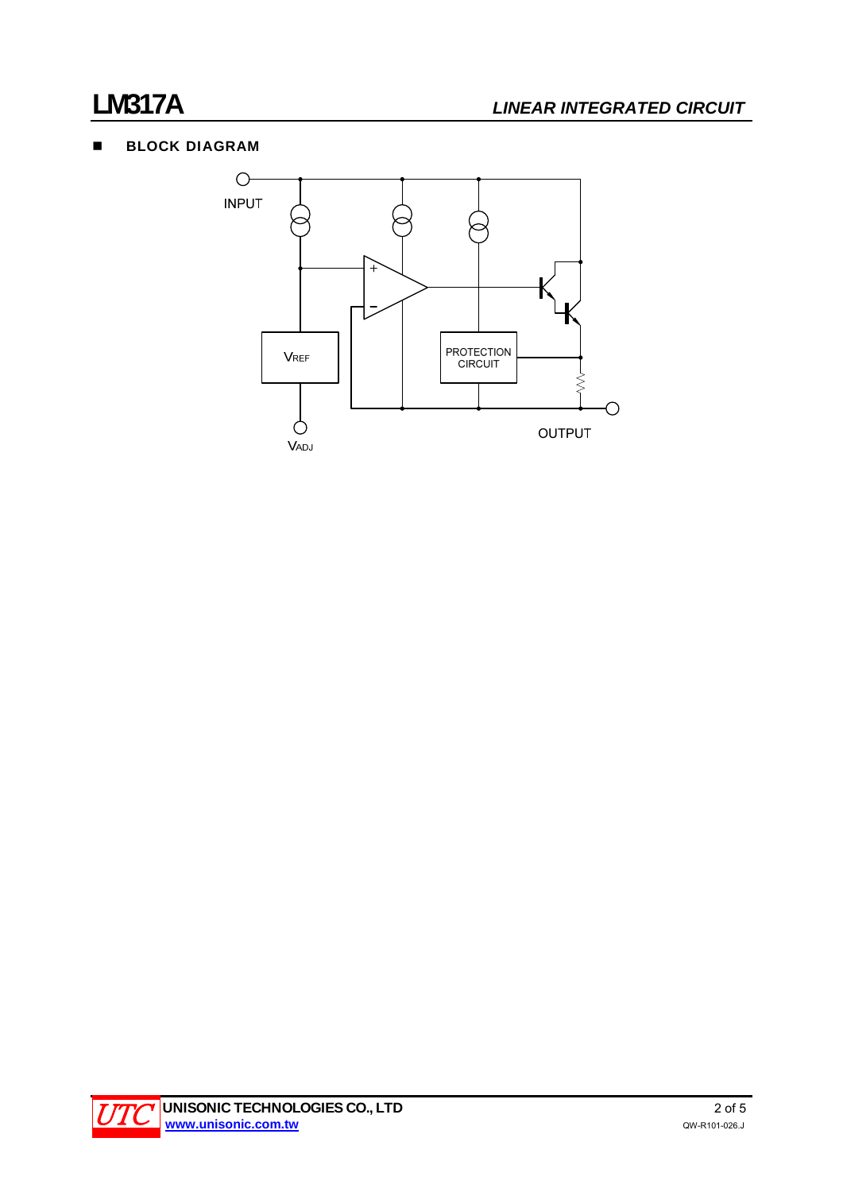## BLOCK DIAGRAM

INPUT

VREF

PROTECTION CIRCUIT

OUTPUT

$V_{ADJ}$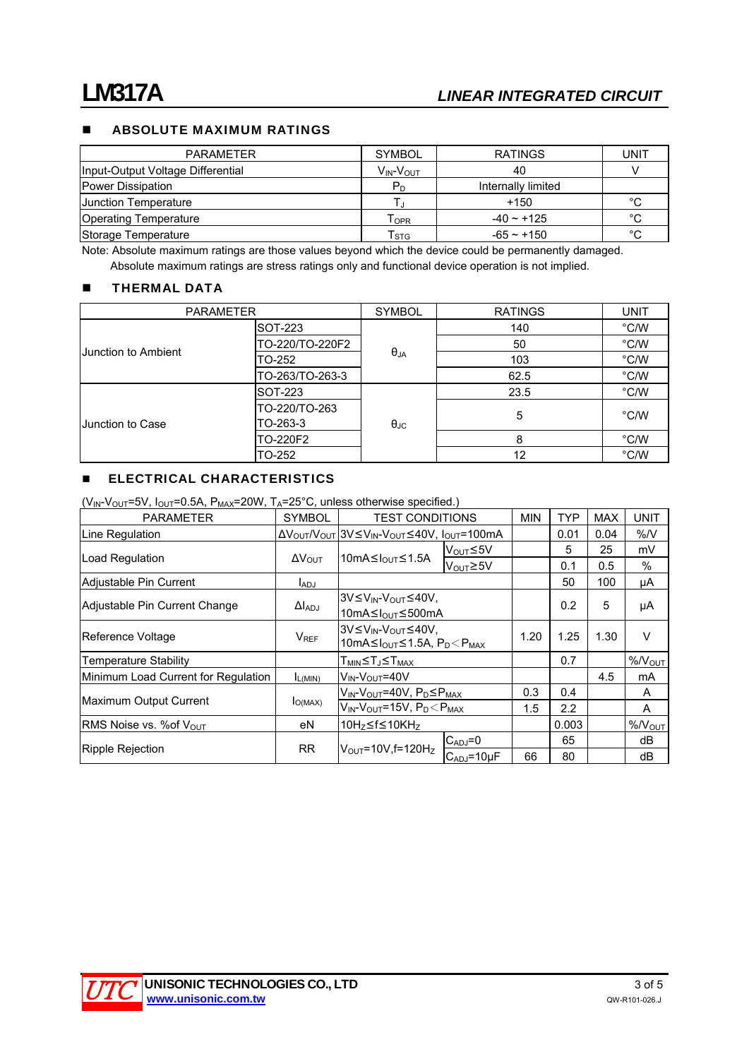## ABSOLUTE MAXIMUM RATINGS

| PARAMETER | SYMBOL | RATINGS | UNIT |
|---|---|---|---|
| Input-Output Voltage Differential | $V_{IN}$-$V_{OUT}$ | 40 | V |
| Power Dissipation | $P_D$ | Internally limited | |
| Junction Temperature | $T_J$ | +150 | °C |
| Operating Temperature | $T_{OPR}$ | -40 ~ +125 | °C |
| Storage Temperature | $T_{STG}$ | -65 ~ +150 | °C |

Note: Absolute maximum ratings are those values beyond which the device could be permanently damaged.
Absolute maximum ratings are stress ratings only and functional device operation is not implied.

## THERMAL DATA

| PARAMETER | | SYMBOL | RATINGS | UNIT |
|---|---|---|---|---|
| Junction to Ambient | SOT-223 | $\theta_{JA}$ | 140 | °C/W |
| | TO-220/TO-220F2 | | 50 | °C/W |
| | TO-252 | | 103 | °C/W |
| | TO-263/TO-263-3 | | 62.5 | °C/W |
| Junction to Case | SOT-223 | $\theta_{JC}$ | 23.5 | °C/W |
| | TO-220/TO-263 TO-263-3 | | 5 | °C/W |
| | TO-220F2 | | 8 | °C/W |
| | TO-252 | | 12 | °C/W |

## ELECTRICAL CHARACTERISTICS

($V_{IN}$-$V_{OUT}$=5V, $I_{OUT}$=0.5A, $P_{MAX}$=20W, $T_A$=25°C, unless otherwise specified.)

| PARAMETER | SYMBOL | TEST CONDITIONS | | MIN | TYP | MAX | UNIT |
|---|---|---|---|---|---|---|---|
| Line Regulation | $\Delta V_{OUT}/V_{OUT}$ | 3V≤$V_{IN}$-$V_{OUT}$≤40V, $I_{OUT}$=100mA | | | 0.01 | 0.04 | %/V |
| Load Regulation | $\Delta V_{OUT}$ | 10mA≤$I_{OUT}$≤1.5A | $V_{OUT}$≤5V | | 5 | 25 | mV |
| | | | $V_{OUT}$≥5V | | 0.1 | 0.5 | % |
| Adjustable Pin Current | $I_{ADJ}$ | | | | 50 | 100 | μA |
| Adjustable Pin Current Change | $\Delta I_{ADJ}$ | 3V≤$V_{IN}$-$V_{OUT}$≤40V, 10mA≤$I_{OUT}$≤500mA | | | 0.2 | 5 | μA |
| Reference Voltage | $V_{REF}$ | 3V≤$V_{IN}$-$V_{OUT}$≤40V, 10mA≤$I_{OUT}$≤1.5A, $P_D$<$P_{MAX}$ | | 1.20 | 1.25 | 1.30 | V |
| Temperature Stability | | $T_{MIN}$≤$T_J$≤$T_{MAX}$ | | | 0.7 | | %/$V_{OUT}$ |
| Minimum Load Current for Regulation | $I_{L(MIN)}$ | $V_{IN}$-$V_{OUT}$=40V | | | | 4.5 | mA |
| Maximum Output Current | $I_{O(MAX)}$ | $V_{IN}$-$V_{OUT}$=40V, $P_D$≤$P_{MAX}$ | | 0.3 | 0.4 | | A |
| | | $V_{IN}$-$V_{OUT}$=15V, $P_D$<$P_{MAX}$ | | 1.5 | 2.2 | | A |
| RMS Noise vs. %of $V_{OUT}$ | eN | 10Hz≤f≤10KHz | | | 0.003 | | %/$V_{OUT}$ |
| Ripple Rejection | RR | $V_{OUT}$=10V,f=120Hz | $C_{ADJ}$=0 | | 65 | | dB |
| | | | $C_{ADJ}$=10μF | 66 | 80 | | dB |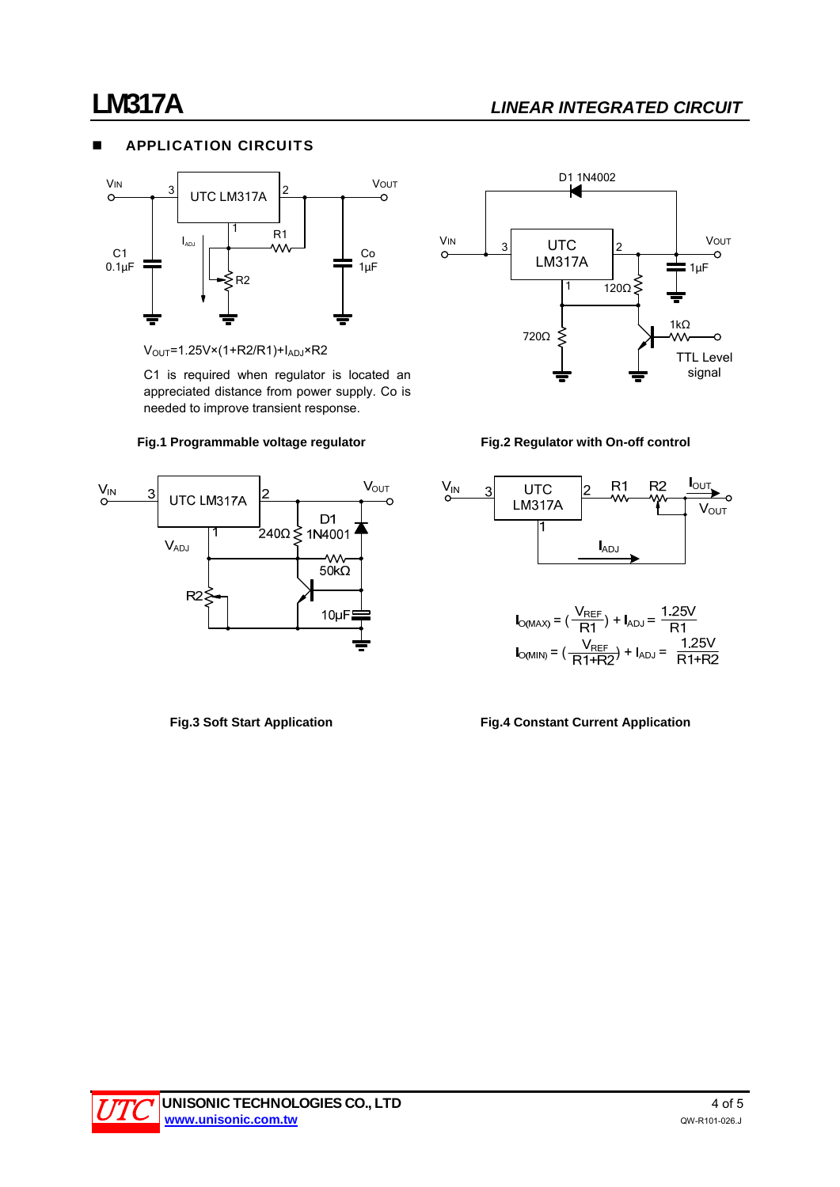## APPLICATION CIRCUITS

$V_{OUT}$=1.25V×(1+R2/R1)+$I_{ADJ}$×R2

C1 is required when regulator is located an appreciated distance from power supply. Co is needed to improve transient response.

**Fig.1 Programmable voltage regulator**

**Fig.2 Regulator with On-off control**

$$I_{O(MAX)} = \left(\frac{V_{REF}}{R1}\right) + I_{ADJ} = \frac{1.25V}{R1}$$

$$I_{O(MIN)} = \left(\frac{V_{REF}}{R1+R2}\right) + I_{ADJ} = \frac{1.25V}{R1+R2}$$

**Fig.3 Soft Start Application**

**Fig.4 Constant Current Application**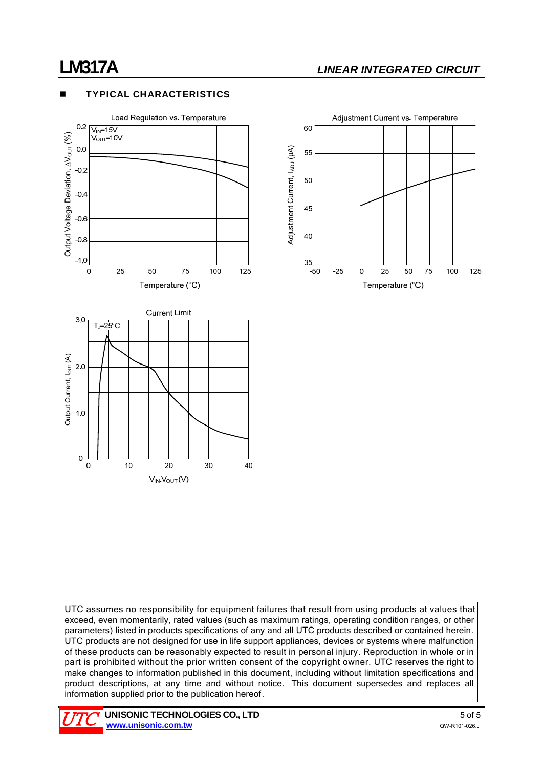## TYPICAL CHARACTERISTICS

Load Regulation vs. Temperature

$V_{IN}$=15V
$V_{OUT}$=10V

Output Voltage Deviation, $\Delta V_{OUT}$ (%)

0.2
0.0
-0.2
-0.4
-0.6
-0.8
-1.0

0 25 50 75 100 125

Temperature (°C)

Adjustment Current vs. Temperature

Adjustment Current, $I_{ADJ}$ (μA)

60
55
50
45
40
35

-50 -25 0 25 50 75 100 125

Temperature (°C)

Current Limit

$T_J$=25°C

Output Current, $I_{OUT}$ (A)

3.0
2.0
1.0
0

0 10 20 30 40

$V_{IN}$-$V_{OUT}$ (V)

UTC assumes no responsibility for equipment failures that result from using products at values that exceed, even momentarily, rated values (such as maximum ratings, operating condition ranges, or other parameters) listed in products specifications of any and all UTC products described or contained herein. UTC products are not designed for use in life support appliances, devices or systems where malfunction of these products can be reasonably expected to result in personal injury. Reproduction in whole or in part is prohibited without the prior written consent of the copyright owner. UTC reserves the right to make changes to information published in this document, including without limitation specifications and product descriptions, at any time and without notice. This document supersedes and replaces all information supplied prior to the publication hereof.